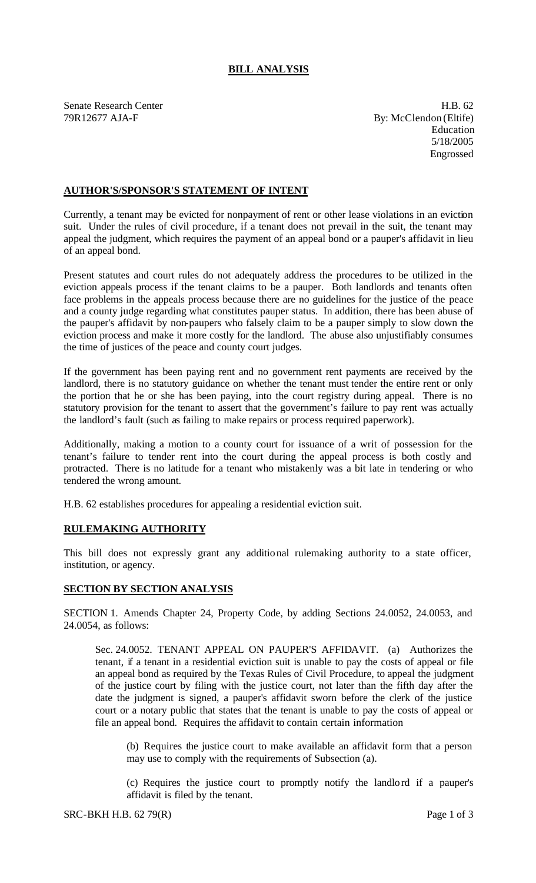# BILL ANALYSIS

Senate Research Center
79R12677 AJA-F

H.B. 62
By: McClendon (Eltife)
Education
5/18/2005
Engrossed

## AUTHOR'S/SPONSOR'S STATEMENT OF INTENT

Currently, a tenant may be evicted for nonpayment of rent or other lease violations in an eviction suit. Under the rules of civil procedure, if a tenant does not prevail in the suit, the tenant may appeal the judgment, which requires the payment of an appeal bond or a pauper's affidavit in lieu of an appeal bond.

Present statutes and court rules do not adequately address the procedures to be utilized in the eviction appeals process if the tenant claims to be a pauper. Both landlords and tenants often face problems in the appeals process because there are no guidelines for the justice of the peace and a county judge regarding what constitutes pauper status. In addition, there has been abuse of the pauper's affidavit by non-paupers who falsely claim to be a pauper simply to slow down the eviction process and make it more costly for the landlord. The abuse also unjustifiably consumes the time of justices of the peace and county court judges.

If the government has been paying rent and no government rent payments are received by the landlord, there is no statutory guidance on whether the tenant must tender the entire rent or only the portion that he or she has been paying, into the court registry during appeal. There is no statutory provision for the tenant to assert that the government's failure to pay rent was actually the landlord's fault (such as failing to make repairs or process required paperwork).

Additionally, making a motion to a county court for issuance of a writ of possession for the tenant's failure to tender rent into the court during the appeal process is both costly and protracted. There is no latitude for a tenant who mistakenly was a bit late in tendering or who tendered the wrong amount.

H.B. 62 establishes procedures for appealing a residential eviction suit.

## RULEMAKING AUTHORITY

This bill does not expressly grant any additional rulemaking authority to a state officer, institution, or agency.

## SECTION BY SECTION ANALYSIS

SECTION 1. Amends Chapter 24, Property Code, by adding Sections 24.0052, 24.0053, and 24.0054, as follows:

Sec. 24.0052. TENANT APPEAL ON PAUPER'S AFFIDAVIT. (a) Authorizes the tenant, if a tenant in a residential eviction suit is unable to pay the costs of appeal or file an appeal bond as required by the Texas Rules of Civil Procedure, to appeal the judgment of the justice court by filing with the justice court, not later than the fifth day after the date the judgment is signed, a pauper's affidavit sworn before the clerk of the justice court or a notary public that states that the tenant is unable to pay the costs of appeal or file an appeal bond. Requires the affidavit to contain certain information

(b) Requires the justice court to make available an affidavit form that a person may use to comply with the requirements of Subsection (a).

(c) Requires the justice court to promptly notify the landlord if a pauper's affidavit is filed by the tenant.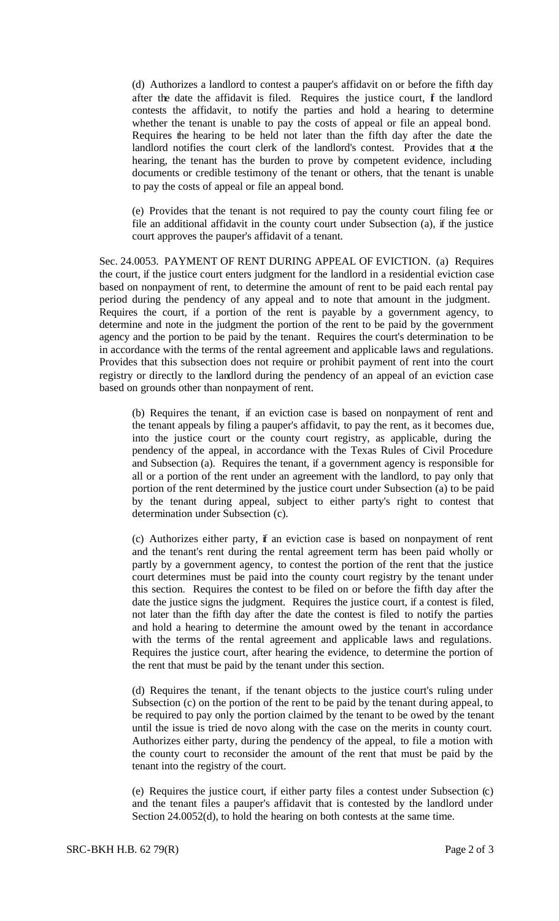(d) Authorizes a landlord to contest a pauper's affidavit on or before the fifth day after the date the affidavit is filed. Requires the justice court, if the landlord contests the affidavit, to notify the parties and hold a hearing to determine whether the tenant is unable to pay the costs of appeal or file an appeal bond. Requires the hearing to be held not later than the fifth day after the date the landlord notifies the court clerk of the landlord's contest. Provides that at the hearing, the tenant has the burden to prove by competent evidence, including documents or credible testimony of the tenant or others, that the tenant is unable to pay the costs of appeal or file an appeal bond.

(e) Provides that the tenant is not required to pay the county court filing fee or file an additional affidavit in the county court under Subsection (a), if the justice court approves the pauper's affidavit of a tenant.

Sec. 24.0053. PAYMENT OF RENT DURING APPEAL OF EVICTION. (a) Requires the court, if the justice court enters judgment for the landlord in a residential eviction case based on nonpayment of rent, to determine the amount of rent to be paid each rental pay period during the pendency of any appeal and to note that amount in the judgment. Requires the court, if a portion of the rent is payable by a government agency, to determine and note in the judgment the portion of the rent to be paid by the government agency and the portion to be paid by the tenant. Requires the court's determination to be in accordance with the terms of the rental agreement and applicable laws and regulations. Provides that this subsection does not require or prohibit payment of rent into the court registry or directly to the landlord during the pendency of an appeal of an eviction case based on grounds other than nonpayment of rent.

(b) Requires the tenant, if an eviction case is based on nonpayment of rent and the tenant appeals by filing a pauper's affidavit, to pay the rent, as it becomes due, into the justice court or the county court registry, as applicable, during the pendency of the appeal, in accordance with the Texas Rules of Civil Procedure and Subsection (a). Requires the tenant, if a government agency is responsible for all or a portion of the rent under an agreement with the landlord, to pay only that portion of the rent determined by the justice court under Subsection (a) to be paid by the tenant during appeal, subject to either party's right to contest that determination under Subsection (c).

(c) Authorizes either party, if an eviction case is based on nonpayment of rent and the tenant's rent during the rental agreement term has been paid wholly or partly by a government agency, to contest the portion of the rent that the justice court determines must be paid into the county court registry by the tenant under this section. Requires the contest to be filed on or before the fifth day after the date the justice signs the judgment. Requires the justice court, if a contest is filed, not later than the fifth day after the date the contest is filed to notify the parties and hold a hearing to determine the amount owed by the tenant in accordance with the terms of the rental agreement and applicable laws and regulations. Requires the justice court, after hearing the evidence, to determine the portion of the rent that must be paid by the tenant under this section.

(d) Requires the tenant, if the tenant objects to the justice court's ruling under Subsection (c) on the portion of the rent to be paid by the tenant during appeal, to be required to pay only the portion claimed by the tenant to be owed by the tenant until the issue is tried de novo along with the case on the merits in county court. Authorizes either party, during the pendency of the appeal, to file a motion with the county court to reconsider the amount of the rent that must be paid by the tenant into the registry of the court.

(e) Requires the justice court, if either party files a contest under Subsection (c) and the tenant files a pauper's affidavit that is contested by the landlord under Section 24.0052(d), to hold the hearing on both contests at the same time.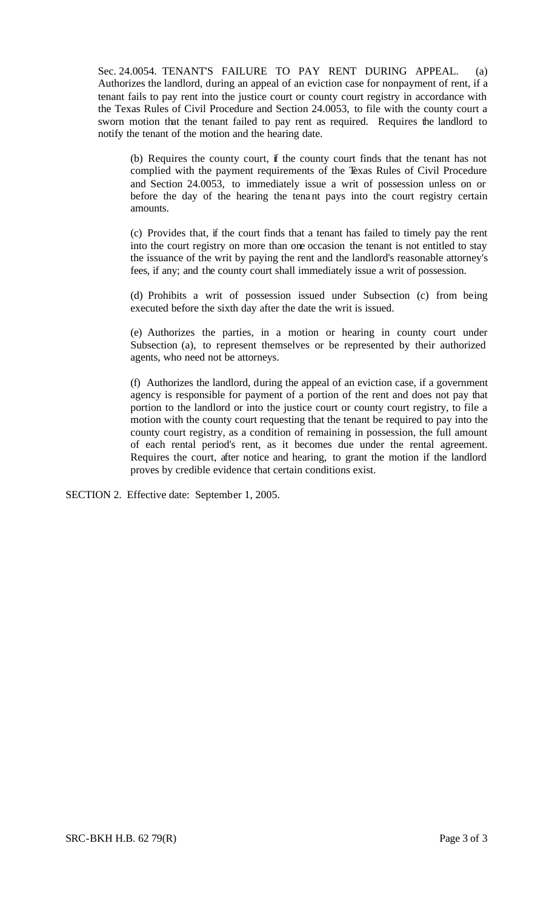Sec. 24.0054. TENANT'S FAILURE TO PAY RENT DURING APPEAL. (a) Authorizes the landlord, during an appeal of an eviction case for nonpayment of rent, if a tenant fails to pay rent into the justice court or county court registry in accordance with the Texas Rules of Civil Procedure and Section 24.0053, to file with the county court a sworn motion that the tenant failed to pay rent as required. Requires the landlord to notify the tenant of the motion and the hearing date.

(b) Requires the county court, if the county court finds that the tenant has not complied with the payment requirements of the Texas Rules of Civil Procedure and Section 24.0053, to immediately issue a writ of possession unless on or before the day of the hearing the tenant pays into the court registry certain amounts.

(c) Provides that, if the court finds that a tenant has failed to timely pay the rent into the court registry on more than one occasion the tenant is not entitled to stay the issuance of the writ by paying the rent and the landlord's reasonable attorney's fees, if any; and the county court shall immediately issue a writ of possession.

(d) Prohibits a writ of possession issued under Subsection (c) from being executed before the sixth day after the date the writ is issued.

(e) Authorizes the parties, in a motion or hearing in county court under Subsection (a), to represent themselves or be represented by their authorized agents, who need not be attorneys.

(f) Authorizes the landlord, during the appeal of an eviction case, if a government agency is responsible for payment of a portion of the rent and does not pay that portion to the landlord or into the justice court or county court registry, to file a motion with the county court requesting that the tenant be required to pay into the county court registry, as a condition of remaining in possession, the full amount of each rental period's rent, as it becomes due under the rental agreement. Requires the court, after notice and hearing, to grant the motion if the landlord proves by credible evidence that certain conditions exist.

SECTION 2. Effective date: September 1, 2005.